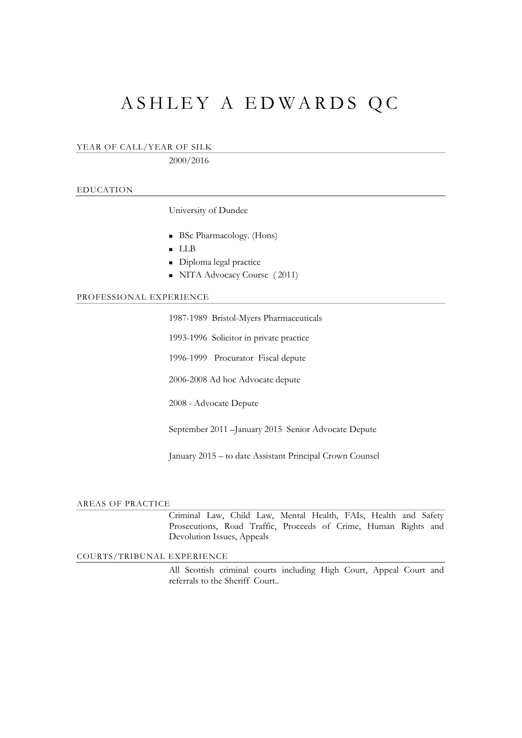# ASHLEY A EDWARDS QC

## YEAR OF CALL/YEAR OF SILK

2000/2016

## EDUCATION

University of Dundee

- BSc Pharmacology. (Hons)
- LLB
- Diploma legal practice
- NITA Advocacy Course ( 2011)

## PROFESSIONAL EXPERIENCE

1987-1989 Bristol-Myers Pharmaceuticals

1993-1996 Solicitor in private practice

1996-1999 Procurator Fiscal depute

2006-2008 Ad hoc Advocate depute

2008 - Advocate Depute

September 2011 –January 2015 Senior Advocate Depute

January 2015 – to date Assistant Principal Crown Counsel

## AREAS OF PRACTICE

Criminal Law, Child Law, Mental Health, FAIs, Health and Safety Prosecutions, Road Traffic, Proceeds of Crime, Human Rights and Devolution Issues, Appeals

## COURTS/TRIBUNAL EXPERIENCE

All Scottish criminal courts including High Court, Appeal Court and referrals to the Sheriff Court..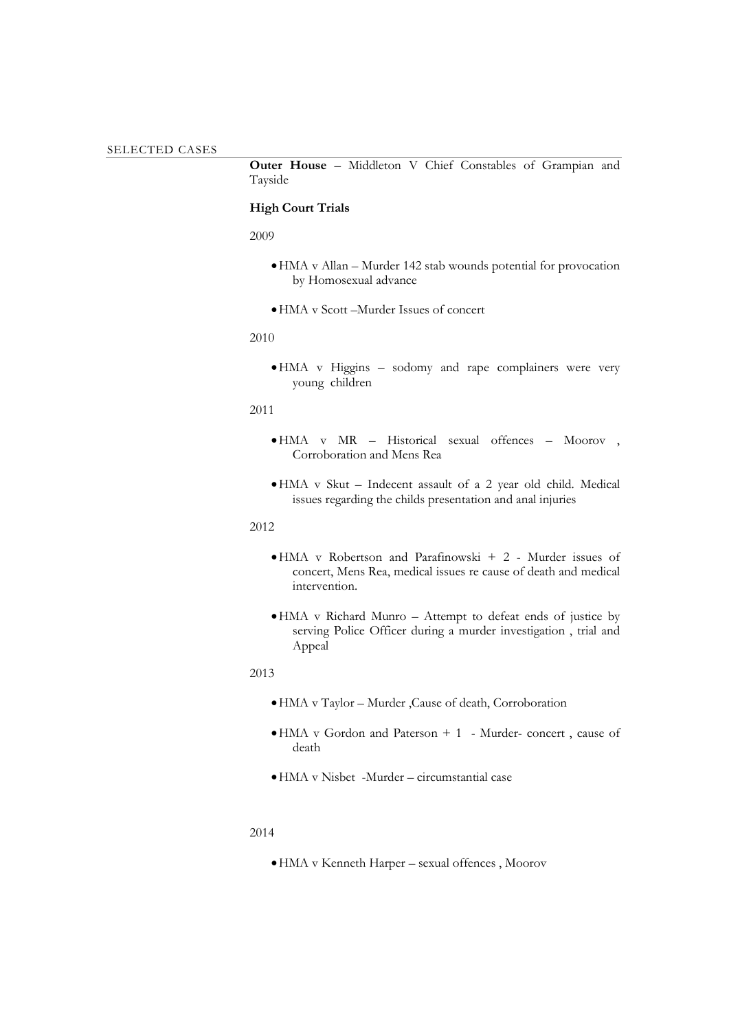## SELECTED CASES

**Outer House** – Middleton V Chief Constables of Grampian and Tayside

**High Court Trials**

2009

- HMA v Allan – Murder 142 stab wounds potential for provocation by Homosexual advance
- HMA v Scott –Murder Issues of concert

2010

- HMA v Higgins – sodomy and rape complainers were very young children

2011

- HMA v MR – Historical sexual offences – Moorov , Corroboration and Mens Rea
- HMA v Skut – Indecent assault of a 2 year old child. Medical issues regarding the childs presentation and anal injuries

2012

- HMA v Robertson and Parafinowski + 2 - Murder issues of concert, Mens Rea, medical issues re cause of death and medical intervention.
- HMA v Richard Munro – Attempt to defeat ends of justice by serving Police Officer during a murder investigation , trial and Appeal

2013

- HMA v Taylor – Murder ,Cause of death, Corroboration
- HMA v Gordon and Paterson + 1 - Murder- concert , cause of death
- HMA v Nisbet -Murder – circumstantial case

2014

- HMA v Kenneth Harper – sexual offences , Moorov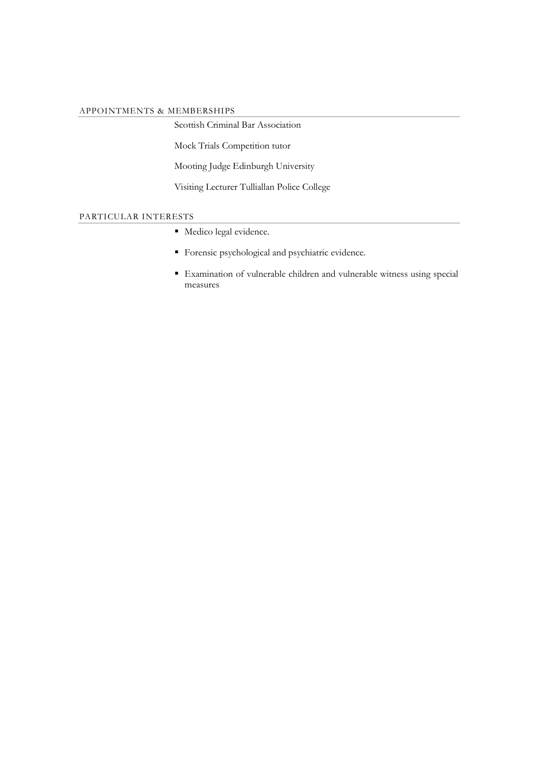## APPOINTMENTS & MEMBERSHIPS

Scottish Criminal Bar Association

Mock Trials Competition tutor

Mooting Judge Edinburgh University

Visiting Lecturer Tulliallan Police College

## PARTICULAR INTERESTS

- Medico legal evidence.
- Forensic psychological and psychiatric evidence.
- Examination of vulnerable children and vulnerable witness using special measures